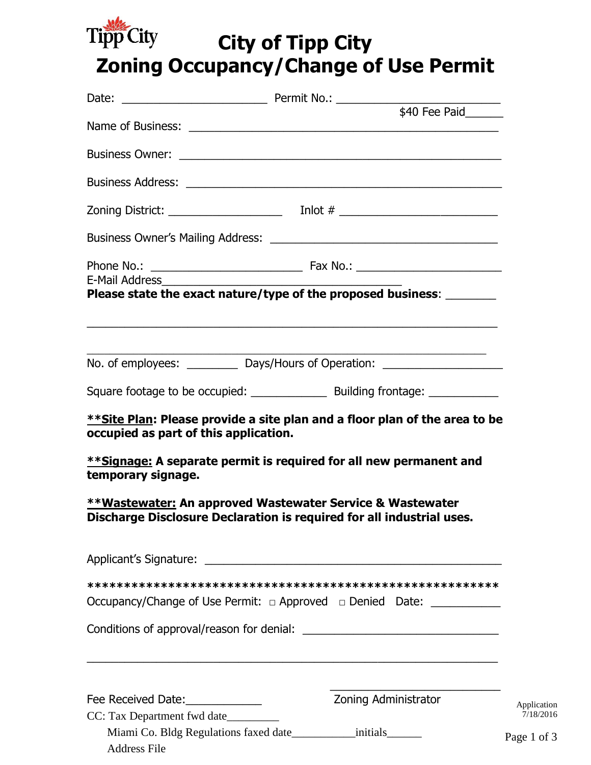Tipp City

# City of Tipp City
# Zoning Occupancy/Change of Use Permit

Date: ______________________ Permit No.: _________________________

$40 Fee Paid______

Name of Business: _______________________________________________

Business Owner: _________________________________________________

Business Address: ________________________________________________

Zoning District: _________________ Inlot # ________________________

Business Owner's Mailing Address: ___________________________________

Phone No.: ______________________ Fax No.: _____________________

E-Mail Address____________________________________

**Please state the exact nature/type of the proposed business**: ________

______________________________________________________________

______________________________________________________________

No. of employees: ________ Days/Hours of Operation: __________________

Square footage to be occupied: ____________ Building frontage: ___________

**\*\*<u>Site Plan</u>: Please provide a site plan and a floor plan of the area to be occupied as part of this application.**

**\*\*<u>Signage:</u> A separate permit is required for all new permanent and temporary signage.**

**\*\*<u>Wastewater:</u> An approved Wastewater Service & Wastewater Discharge Disclosure Declaration is required for all industrial uses.**

Applicant's Signature: ____________________________________________

\*\*\*\*\*\*\*\*\*\*\*\*\*\*\*\*\*\*\*\*\*\*\*\*\*\*\*\*\*\*\*\*\*\*\*\*\*\*\*\*\*\*\*\*\*\*\*\*\*\*\*\*\*\*\*\*\*

Occupancy/Change of Use Permit: □ Approved □ Denied Date: ___________

Conditions of approval/reason for denial: _____________________________

______________________________________________________________

Fee Received Date:____________

____________________________
Zoning Administrator

CC: Tax Department fwd date_________

Miami Co. Bldg Regulations faxed date___________initials______

Address File

Application 7/18/2016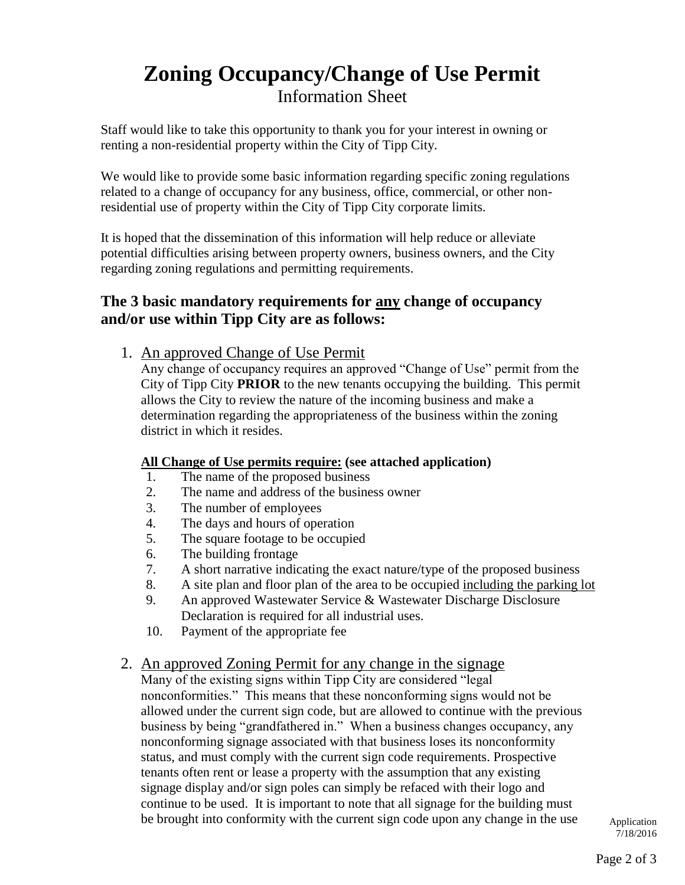# Zoning Occupancy/Change of Use Permit

Information Sheet

Staff would like to take this opportunity to thank you for your interest in owning or renting a non-residential property within the City of Tipp City.

We would like to provide some basic information regarding specific zoning regulations related to a change of occupancy for any business, office, commercial, or other non-residential use of property within the City of Tipp City corporate limits.

It is hoped that the dissemination of this information will help reduce or alleviate potential difficulties arising between property owners, business owners, and the City regarding zoning regulations and permitting requirements.

## The 3 basic mandatory requirements for <u>any</u> change of occupancy and/or use within Tipp City are as follows:

1. <u>An approved Change of Use Permit</u>

   Any change of occupancy requires an approved "Change of Use" permit from the City of Tipp City **PRIOR** to the new tenants occupying the building. This permit allows the City to review the nature of the incoming business and make a determination regarding the appropriateness of the business within the zoning district in which it resides.

   **<u>All Change of Use permits require:</u> (see attached application)**

   1. The name of the proposed business
   2. The name and address of the business owner
   3. The number of employees
   4. The days and hours of operation
   5. The square footage to be occupied
   6. The building frontage
   7. A short narrative indicating the exact nature/type of the proposed business
   8. A site plan and floor plan of the area to be occupied <u>including the parking lot</u>
   9. An approved Wastewater Service & Wastewater Discharge Disclosure Declaration is required for all industrial uses.
   10. Payment of the appropriate fee

2. <u>An approved Zoning Permit for any change in the signage</u>

   Many of the existing signs within Tipp City are considered "legal nonconformities." This means that these nonconforming signs would not be allowed under the current sign code, but are allowed to continue with the previous business by being "grandfathered in." When a business changes occupancy, any nonconforming signage associated with that business loses its nonconformity status, and must comply with the current sign code requirements. Prospective tenants often rent or lease a property with the assumption that any existing signage display and/or sign poles can simply be refaced with their logo and continue to be used. It is important to note that all signage for the building must be brought into conformity with the current sign code upon any change in the use

Application 7/18/2016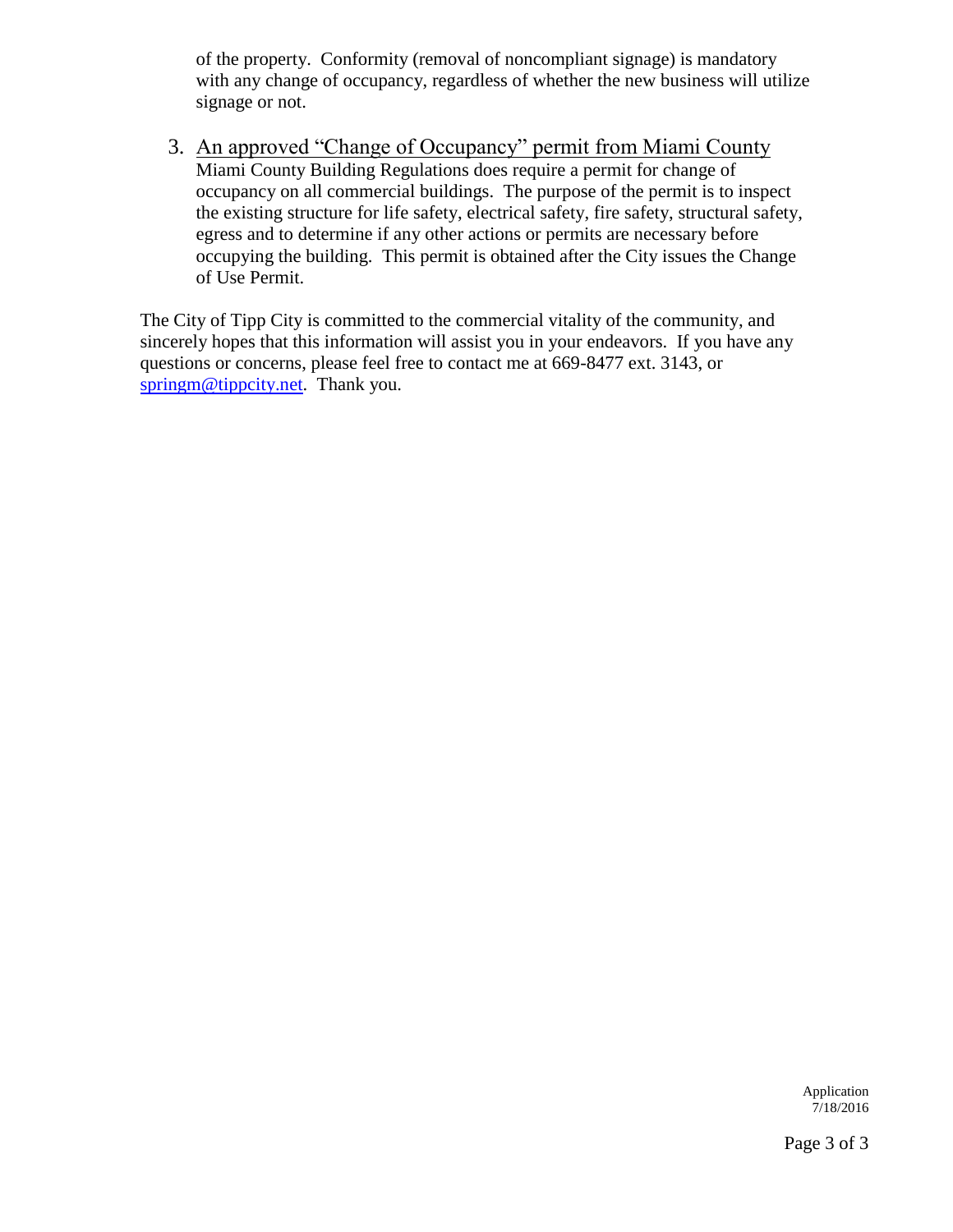of the property. Conformity (removal of noncompliant signage) is mandatory with any change of occupancy, regardless of whether the new business will utilize signage or not.

3. An approved "Change of Occupancy" permit from Miami County
   Miami County Building Regulations does require a permit for change of occupancy on all commercial buildings. The purpose of the permit is to inspect the existing structure for life safety, electrical safety, fire safety, structural safety, egress and to determine if any other actions or permits are necessary before occupying the building. This permit is obtained after the City issues the Change of Use Permit.

The City of Tipp City is committed to the commercial vitality of the community, and sincerely hopes that this information will assist you in your endeavors. If you have any questions or concerns, please feel free to contact me at 669-8477 ext. 3143, or springm@tippcity.net. Thank you.

Application
7/18/2016